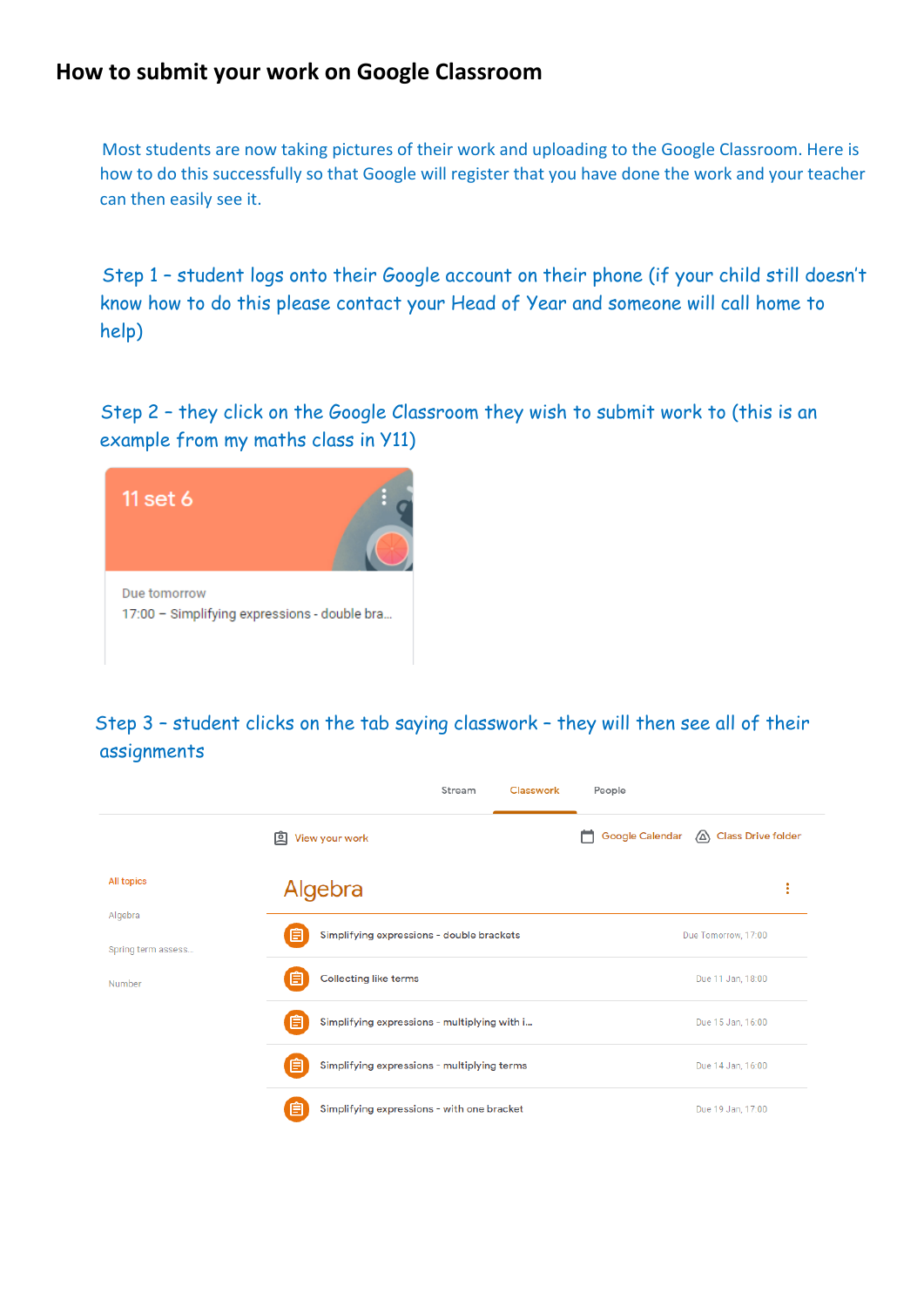# How to submit your work on Google Classroom

Most students are now taking pictures of their work and uploading to the Google Classroom. Here is how to do this successfully so that Google will register that you have done the work and your teacher can then easily see it.

Step 1 – student logs onto their Google account on their phone (if your child still doesn't know how to do this please contact your Head of Year and someone will call home to help)

Step 2 – they click on the Google Classroom they wish to submit work to (this is an example from my maths class in Y11)

11 set 6

Due tomorrow

17:00 – Simplifying expressions - double bra...

Step 3 – student clicks on the tab saying classwork – they will then see all of their assignments

Stream | Classwork | People

View your work | Google Calendar | Class Drive folder

All topics

Algebra

Spring term assess...

Number

## Algebra

| Assignment | Due |
| --- | --- |
| Simplifying expressions - double brackets | Due Tomorrow, 17:00 |
| Collecting like terms | Due 11 Jan, 18:00 |
| Simplifying expressions - multiplying with i... | Due 15 Jan, 16:00 |
| Simplifying expressions - multiplying terms | Due 14 Jan, 16:00 |
| Simplifying expressions - with one bracket | Due 19 Jan, 17:00 |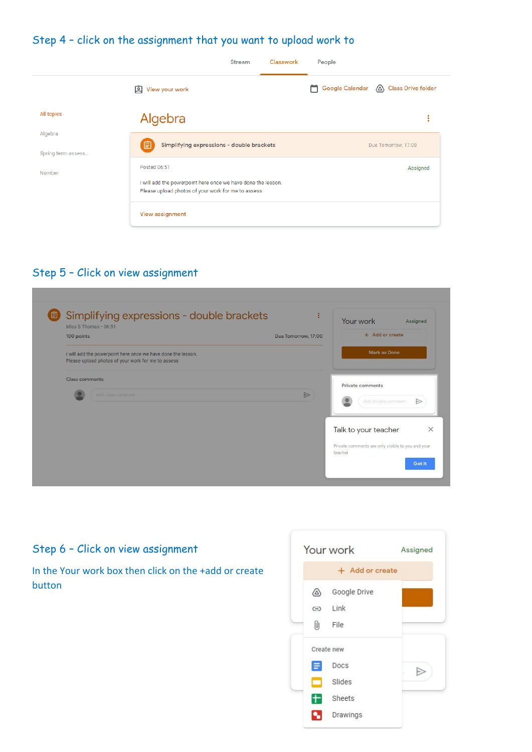## Step 4 – click on the assignment that you want to upload work to

Stream Classwork People

View your work Google Calendar Class Drive folder

All topics

Algebra

Spring term assess...

Number

Algebra

Simplifying expressions - double brackets Due Tomorrow, 17:00

Posted 06:51 Assigned

I will add the powerpoint here once we have done the lesson.
Please upload photos of your work for me to assess

View assignment

## Step 5 – Click on view assignment

Simplifying expressions - double brackets

Miss S Thomas • 06:51

100 points Due Tomorrow, 17:00

I will add the powerpoint here once we have done the lesson.
Please upload photos of your work for me to assess

Class comments

Add class comment...

Your work Assigned

+ Add or create

Mark as Done

Private comments

Add private comment...

Talk to your teacher

Private comments are only visible to you and your teacher

Got it

## Step 6 – Click on view assignment

In the Your work box then click on the +add or create button

Your work Assigned

+ Add or create

Google Drive

Link

File

Create new

Docs

Slides

Sheets

Drawings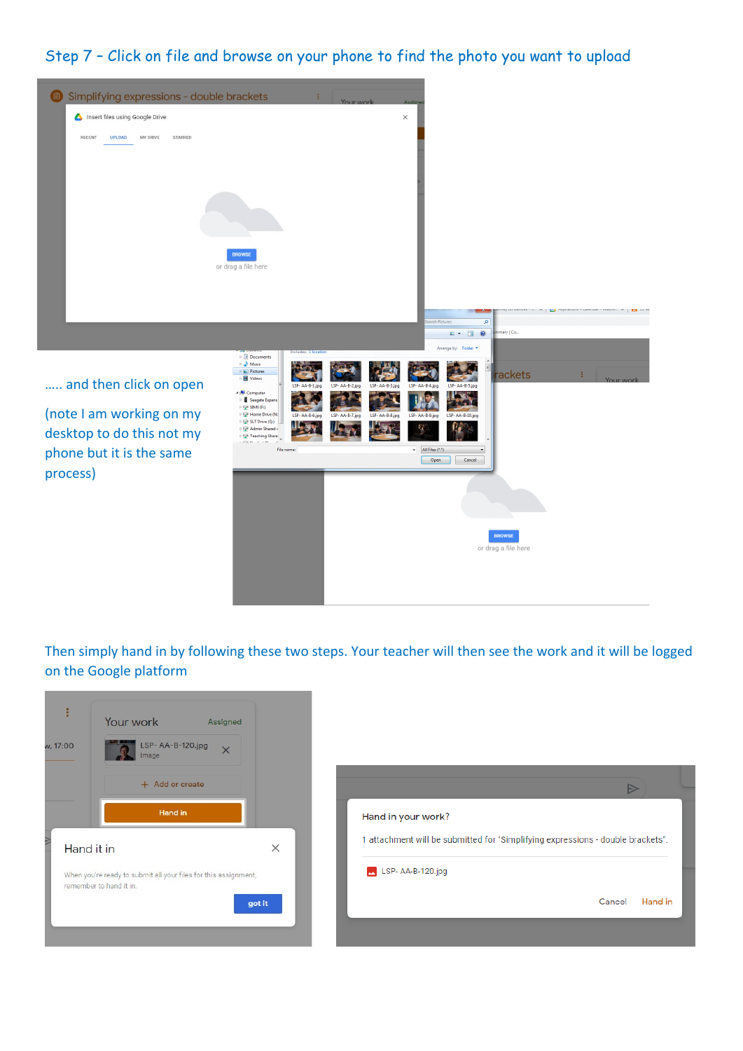Step 7 – Click on file and browse on your phone to find the photo you want to upload

….. and then click on open

(note I am working on my desktop to do this not my phone but it is the same process)

Then simply hand in by following these two steps. Your teacher will then see the work and it will be logged on the Google platform